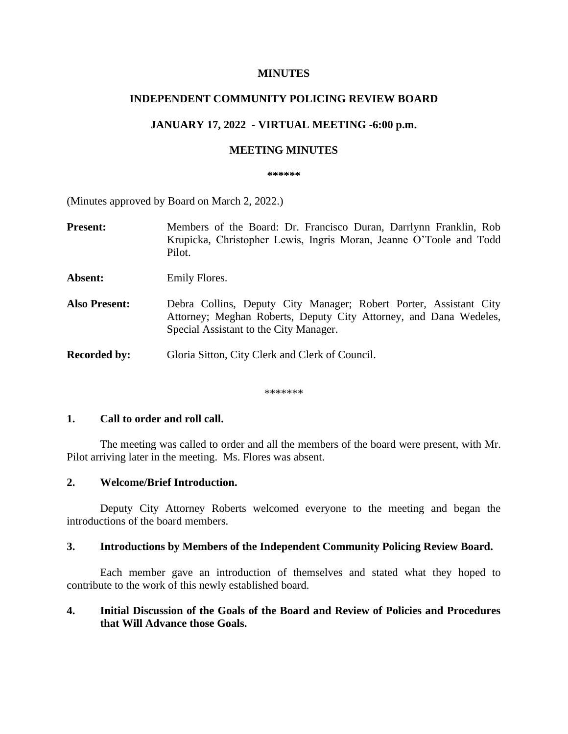**MINUTES**

**INDEPENDENT COMMUNITY POLICING REVIEW BOARD**

**JANUARY 17, 2022 - VIRTUAL MEETING -6:00 p.m.**

**MEETING MINUTES**

**\*\*\*\*\*\***

(Minutes approved by Board on March 2, 2022.)

**Present:** Members of the Board: Dr. Francisco Duran, Darrlynn Franklin, Rob Krupicka, Christopher Lewis, Ingris Moran, Jeanne O'Toole and Todd Pilot.

**Absent:** Emily Flores.

**Also Present:** Debra Collins, Deputy City Manager; Robert Porter, Assistant City Attorney; Meghan Roberts, Deputy City Attorney, and Dana Wedeles, Special Assistant to the City Manager.

**Recorded by:** Gloria Sitton, City Clerk and Clerk of Council.

\*\*\*\*\*\*\*

**1. Call to order and roll call.**

The meeting was called to order and all the members of the board were present, with Mr. Pilot arriving later in the meeting. Ms. Flores was absent.

**2. Welcome/Brief Introduction.**

Deputy City Attorney Roberts welcomed everyone to the meeting and began the introductions of the board members.

**3. Introductions by Members of the Independent Community Policing Review Board.**

Each member gave an introduction of themselves and stated what they hoped to contribute to the work of this newly established board.

**4. Initial Discussion of the Goals of the Board and Review of Policies and Procedures that Will Advance those Goals.**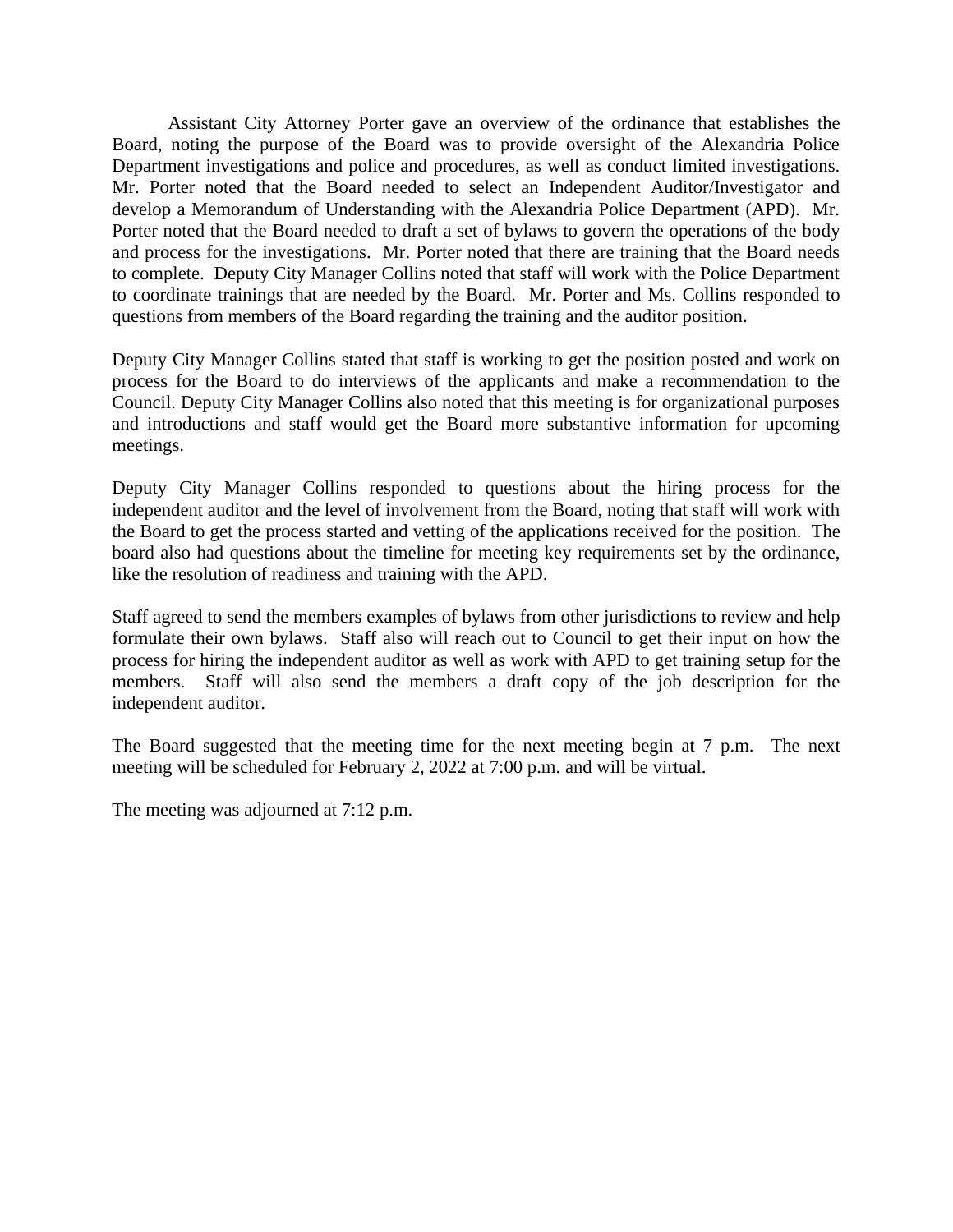Assistant City Attorney Porter gave an overview of the ordinance that establishes the Board, noting the purpose of the Board was to provide oversight of the Alexandria Police Department investigations and police and procedures, as well as conduct limited investigations. Mr. Porter noted that the Board needed to select an Independent Auditor/Investigator and develop a Memorandum of Understanding with the Alexandria Police Department (APD). Mr. Porter noted that the Board needed to draft a set of bylaws to govern the operations of the body and process for the investigations. Mr. Porter noted that there are training that the Board needs to complete. Deputy City Manager Collins noted that staff will work with the Police Department to coordinate trainings that are needed by the Board. Mr. Porter and Ms. Collins responded to questions from members of the Board regarding the training and the auditor position.

Deputy City Manager Collins stated that staff is working to get the position posted and work on process for the Board to do interviews of the applicants and make a recommendation to the Council. Deputy City Manager Collins also noted that this meeting is for organizational purposes and introductions and staff would get the Board more substantive information for upcoming meetings.

Deputy City Manager Collins responded to questions about the hiring process for the independent auditor and the level of involvement from the Board, noting that staff will work with the Board to get the process started and vetting of the applications received for the position. The board also had questions about the timeline for meeting key requirements set by the ordinance, like the resolution of readiness and training with the APD.

Staff agreed to send the members examples of bylaws from other jurisdictions to review and help formulate their own bylaws. Staff also will reach out to Council to get their input on how the process for hiring the independent auditor as well as work with APD to get training setup for the members. Staff will also send the members a draft copy of the job description for the independent auditor.

The Board suggested that the meeting time for the next meeting begin at 7 p.m. The next meeting will be scheduled for February 2, 2022 at 7:00 p.m. and will be virtual.

The meeting was adjourned at 7:12 p.m.